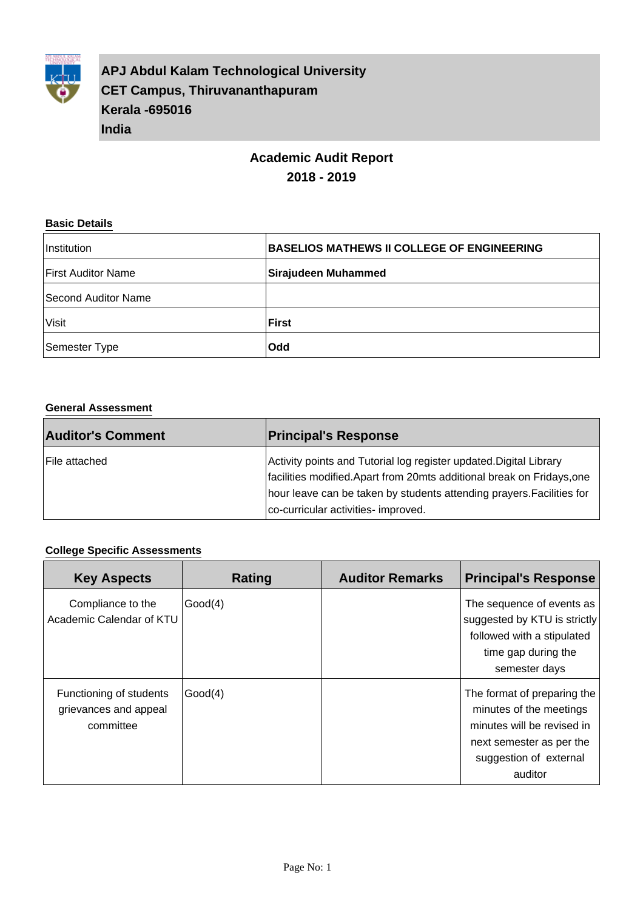**APJ Abdul Kalam Technological University**
**CET Campus, Thiruvananthapuram**
**Kerala -695016**
**India**

# Academic Audit Report

## 2018 - 2019

### Basic Details

| | |
|---|---|
| Institution | **BASELIOS MATHEWS II COLLEGE OF ENGINEERING** |
| First Auditor Name | **Sirajudeen Muhammed** |
| Second Auditor Name | |
| Visit | **First** |
| Semester Type | **Odd** |

### General Assessment

| Auditor's Comment | Principal's Response |
|---|---|
| File attached | Activity points and Tutorial log register updated.Digital Library facilities modified.Apart from 20mts additional break on Fridays,one hour leave can be taken by students attending prayers.Facilities for co-curricular activities- improved. |

### College Specific Assessments

| Key Aspects | Rating | Auditor Remarks | Principal's Response |
|---|---|---|---|
| Compliance to the Academic Calendar of KTU | Good(4) | | The sequence of events as suggested by KTU is strictly followed with a stipulated time gap during the semester days |
| Functioning of students grievances and appeal committee | Good(4) | | The format of preparing the minutes of the meetings minutes will be revised in next semester as per the suggestion of external auditor |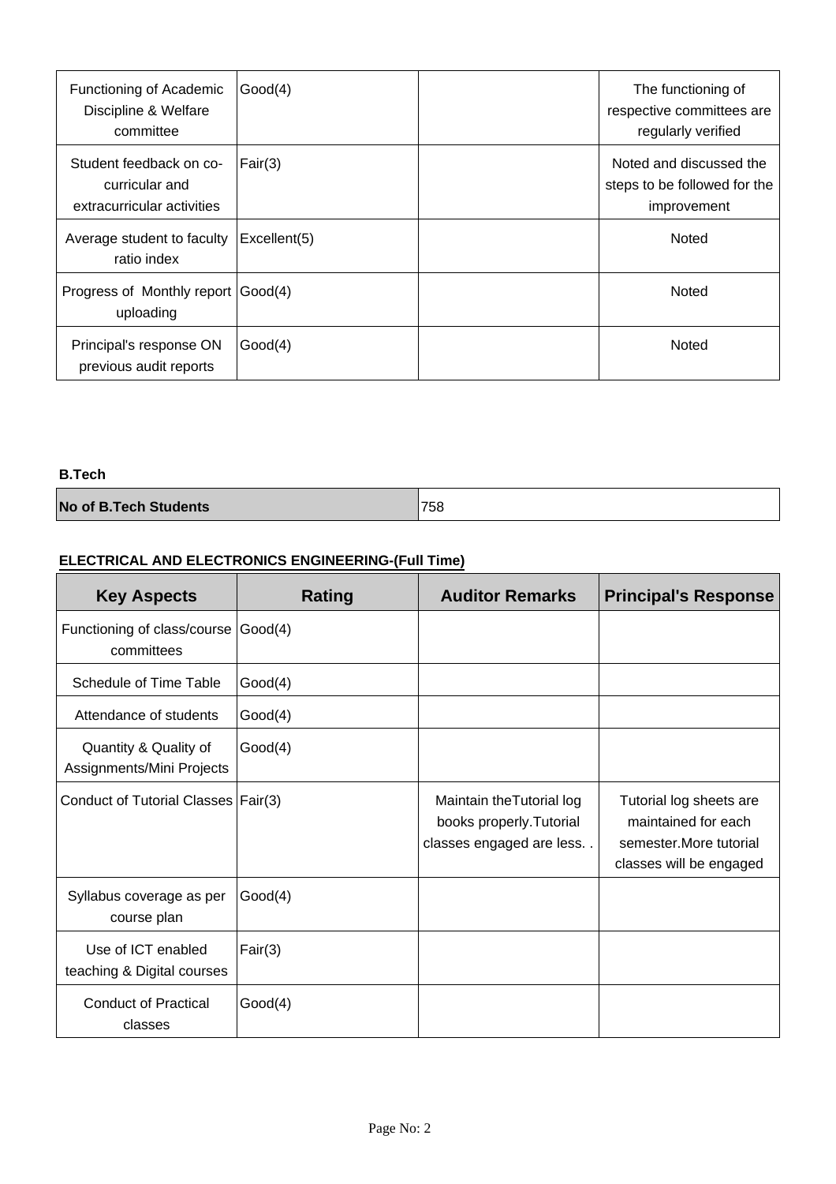| Functioning of Academic Discipline & Welfare committee | Good(4) | | The functioning of respective committees are regularly verified |
|---|---|---|---|
| Student feedback on co-curricular and extracurricular activities | Fair(3) | | Noted and discussed the steps to be followed for the improvement |
| Average student to faculty ratio index | Excellent(5) | | Noted |
| Progress of Monthly report uploading | Good(4) | | Noted |
| Principal's response ON previous audit reports | Good(4) | | Noted |

**B.Tech**

| **No of B.Tech Students** | 758 |
|---|---|

**ELECTRICAL AND ELECTRONICS ENGINEERING-(Full Time)**

| Key Aspects | Rating | Auditor Remarks | Principal's Response |
|---|---|---|---|
| Functioning of class/course committees | Good(4) | | |
| Schedule of Time Table | Good(4) | | |
| Attendance of students | Good(4) | | |
| Quantity & Quality of Assignments/Mini Projects | Good(4) | | |
| Conduct of Tutorial Classes | Fair(3) | Maintain theTutorial log books properly.Tutorial classes engaged are less. . | Tutorial log sheets are maintained for each semester.More tutorial classes will be engaged |
| Syllabus coverage as per course plan | Good(4) | | |
| Use of ICT enabled teaching & Digital courses | Fair(3) | | |
| Conduct of Practical classes | Good(4) | | |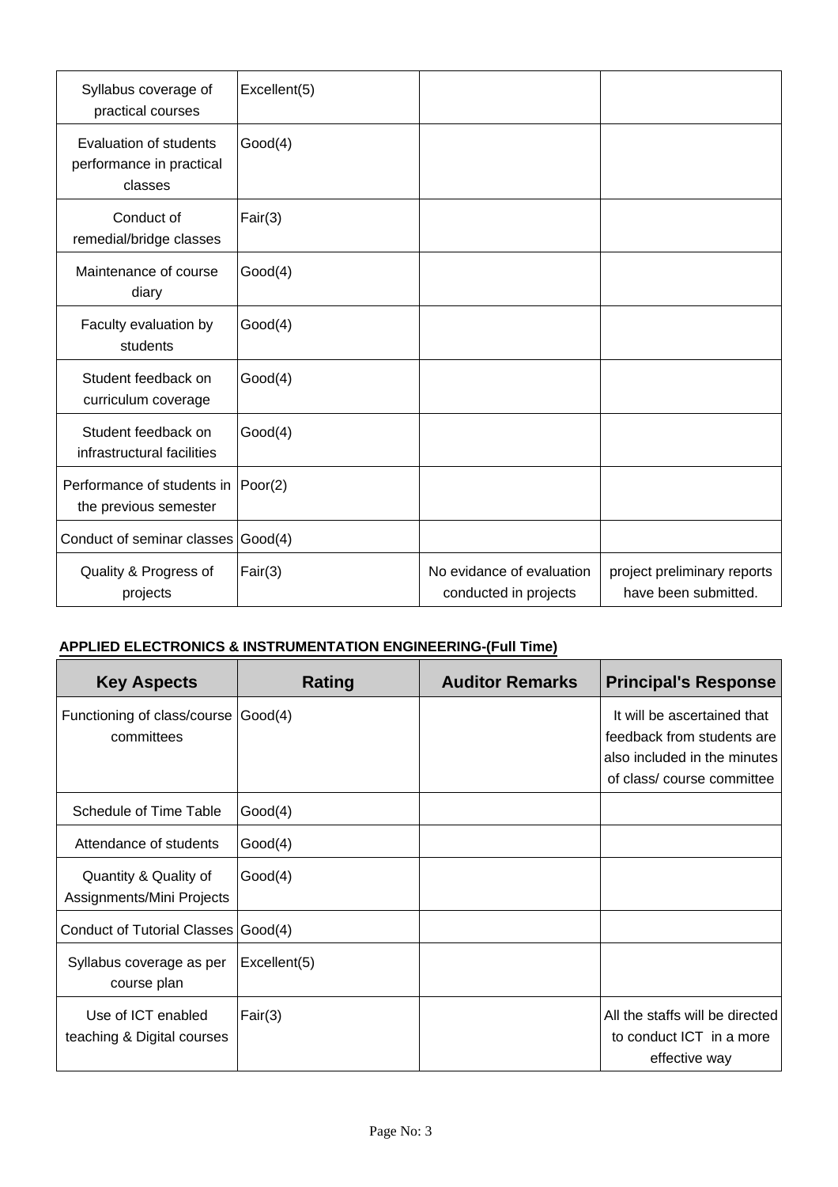| | | | |
|---|---|---|---|
| Syllabus coverage of practical courses | Excellent(5) | | |
| Evaluation of students performance in practical classes | Good(4) | | |
| Conduct of remedial/bridge classes | Fair(3) | | |
| Maintenance of course diary | Good(4) | | |
| Faculty evaluation by students | Good(4) | | |
| Student feedback on curriculum coverage | Good(4) | | |
| Student feedback on infrastructural facilities | Good(4) | | |
| Performance of students in the previous semester | Poor(2) | | |
| Conduct of seminar classes | Good(4) | | |
| Quality & Progress of projects | Fair(3) | No evidance of evaluation conducted in projects | project preliminary reports have been submitted. |

**APPLIED ELECTRONICS & INSTRUMENTATION ENGINEERING-(Full Time)**

| Key Aspects | Rating | Auditor Remarks | Principal's Response |
|---|---|---|---|
| Functioning of class/course committees | Good(4) | | It will be ascertained that feedback from students are also included in the minutes of class/ course committee |
| Schedule of Time Table | Good(4) | | |
| Attendance of students | Good(4) | | |
| Quantity & Quality of Assignments/Mini Projects | Good(4) | | |
| Conduct of Tutorial Classes | Good(4) | | |
| Syllabus coverage as per course plan | Excellent(5) | | |
| Use of ICT enabled teaching & Digital courses | Fair(3) | | All the staffs will be directed to conduct ICT in a more effective way |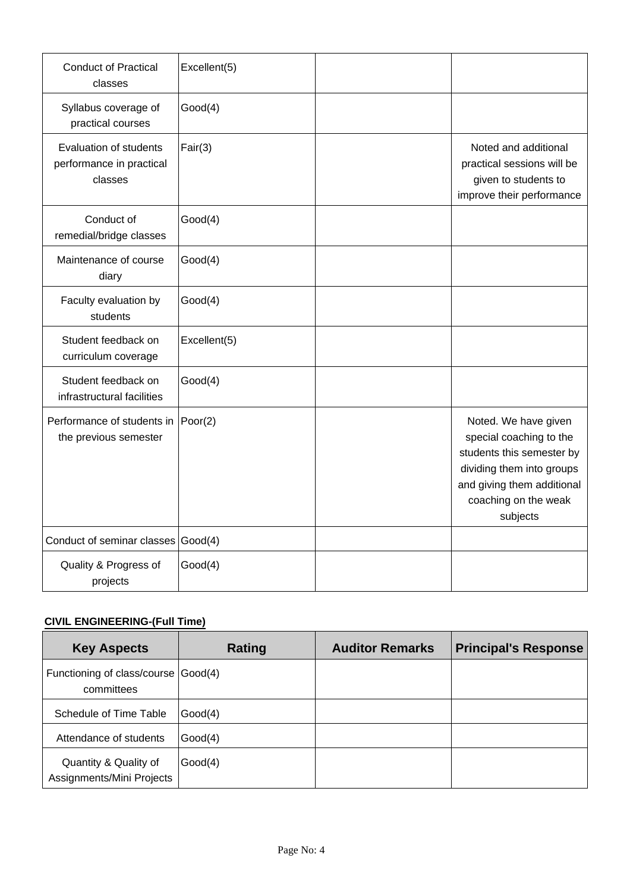| | | | |
|---|---|---|---|
| Conduct of Practical classes | Excellent(5) | | |
| Syllabus coverage of practical courses | Good(4) | | |
| Evaluation of students performance in practical classes | Fair(3) | | Noted and additional practical sessions will be given to students to improve their performance |
| Conduct of remedial/bridge classes | Good(4) | | |
| Maintenance of course diary | Good(4) | | |
| Faculty evaluation by students | Good(4) | | |
| Student feedback on curriculum coverage | Excellent(5) | | |
| Student feedback on infrastructural facilities | Good(4) | | |
| Performance of students in the previous semester | Poor(2) | | Noted. We have given special coaching to the students this semester by dividing them into groups and giving them additional coaching on the weak subjects |
| Conduct of seminar classes | Good(4) | | |
| Quality & Progress of projects | Good(4) | | |

**CIVIL ENGINEERING-(Full Time)**

| Key Aspects | Rating | Auditor Remarks | Principal's Response |
|---|---|---|---|
| Functioning of class/course committees | Good(4) | | |
| Schedule of Time Table | Good(4) | | |
| Attendance of students | Good(4) | | |
| Quantity & Quality of Assignments/Mini Projects | Good(4) | | |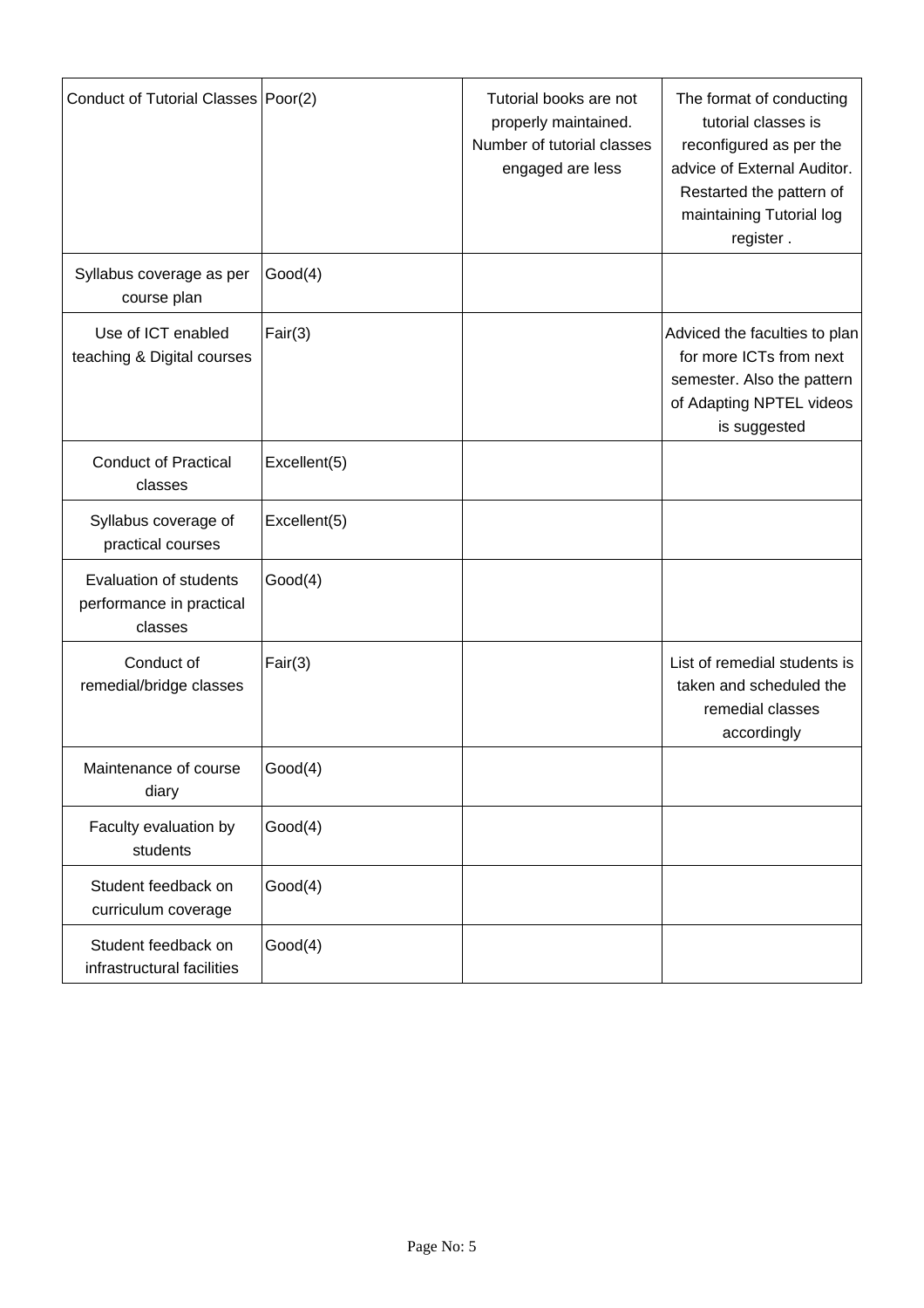| | | | |
|---|---|---|---|
| Conduct of Tutorial Classes | Poor(2) | Tutorial books are not properly maintained. Number of tutorial classes engaged are less | The format of conducting tutorial classes is reconfigured as per the advice of External Auditor. Restarted the pattern of maintaining Tutorial log register . |
| Syllabus coverage as per course plan | Good(4) | | |
| Use of ICT enabled teaching & Digital courses | Fair(3) | | Adviced the faculties to plan for more ICTs from next semester. Also the pattern of Adapting NPTEL videos is suggested |
| Conduct of Practical classes | Excellent(5) | | |
| Syllabus coverage of practical courses | Excellent(5) | | |
| Evaluation of students performance in practical classes | Good(4) | | |
| Conduct of remedial/bridge classes | Fair(3) | | List of remedial students is taken and scheduled the remedial classes accordingly |
| Maintenance of course diary | Good(4) | | |
| Faculty evaluation by students | Good(4) | | |
| Student feedback on curriculum coverage | Good(4) | | |
| Student feedback on infrastructural facilities | Good(4) | | |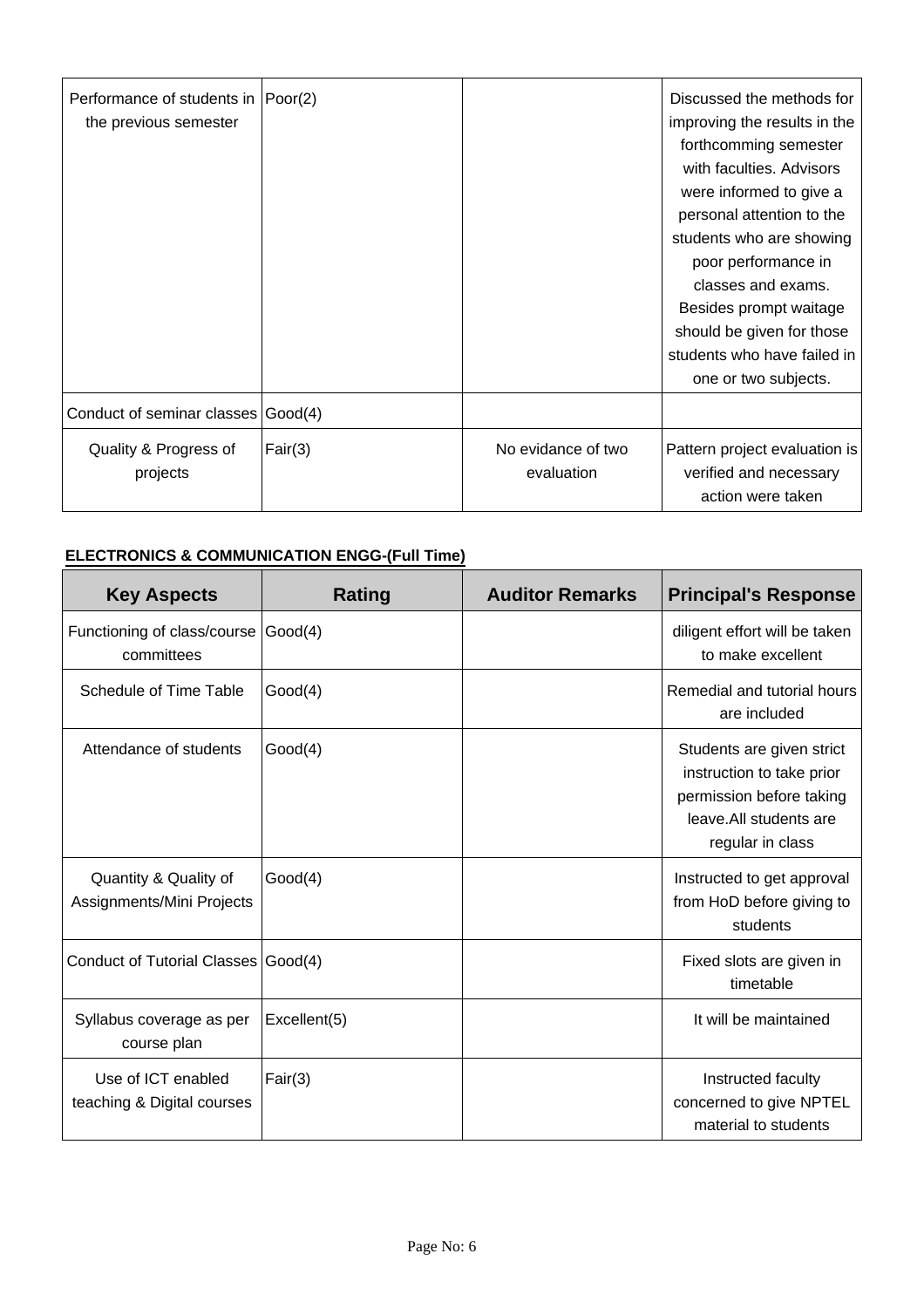| | | | |
|---|---|---|---|
| Performance of students in the previous semester | Poor(2) | | Discussed the methods for improving the results in the forthcomming semester with faculties. Advisors were informed to give a personal attention to the students who are showing poor performance in classes and exams. Besides prompt waitage should be given for those students who have failed in one or two subjects. |
| Conduct of seminar classes | Good(4) | | |
| Quality & Progress of projects | Fair(3) | No evidance of two evaluation | Pattern project evaluation is verified and necessary action were taken |

**ELECTRONICS & COMMUNICATION ENGG-(Full Time)**

| Key Aspects | Rating | Auditor Remarks | Principal's Response |
|---|---|---|---|
| Functioning of class/course committees | Good(4) | | diligent effort will be taken to make excellent |
| Schedule of Time Table | Good(4) | | Remedial and tutorial hours are included |
| Attendance of students | Good(4) | | Students are given strict instruction to take prior permission before taking leave.All students are regular in class |
| Quantity & Quality of Assignments/Mini Projects | Good(4) | | Instructed to get approval from HoD before giving to students |
| Conduct of Tutorial Classes | Good(4) | | Fixed slots are given in timetable |
| Syllabus coverage as per course plan | Excellent(5) | | It will be maintained |
| Use of ICT enabled teaching & Digital courses | Fair(3) | | Instructed faculty concerned to give NPTEL material to students |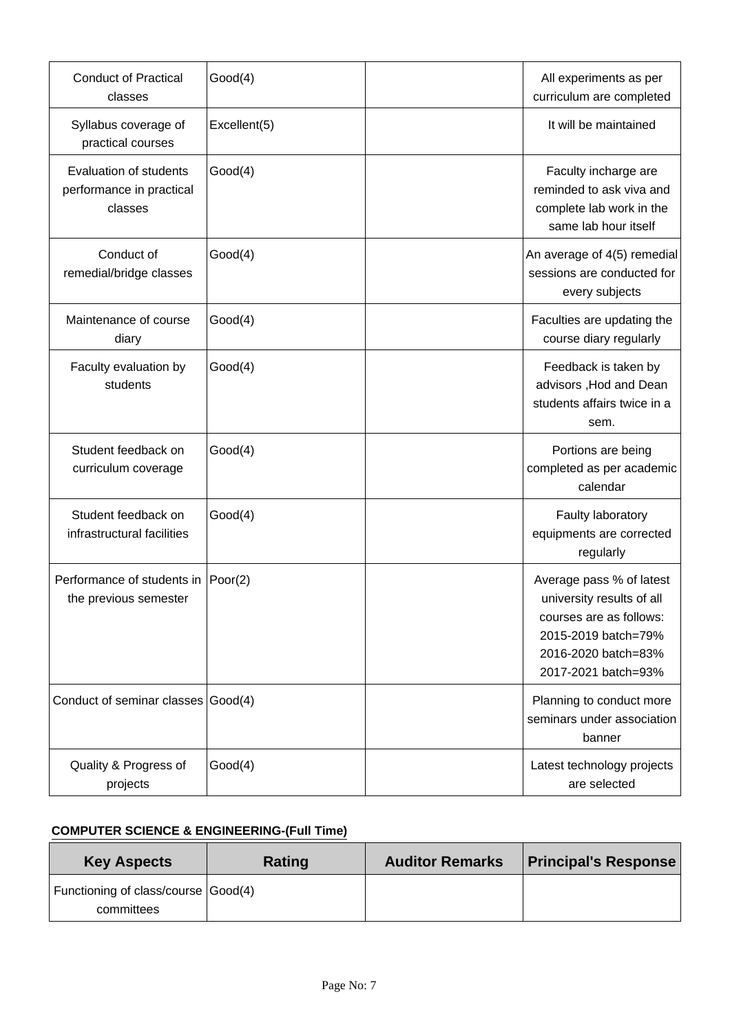| | | | |
|---|---|---|---|
| Conduct of Practical classes | Good(4) | | All experiments as per curriculum are completed |
| Syllabus coverage of practical courses | Excellent(5) | | It will be maintained |
| Evaluation of students performance in practical classes | Good(4) | | Faculty incharge are reminded to ask viva and complete lab work in the same lab hour itself |
| Conduct of remedial/bridge classes | Good(4) | | An average of 4(5) remedial sessions are conducted for every subjects |
| Maintenance of course diary | Good(4) | | Faculties are updating the course diary regularly |
| Faculty evaluation by students | Good(4) | | Feedback is taken by advisors ,Hod and Dean students affairs twice in a sem. |
| Student feedback on curriculum coverage | Good(4) | | Portions are being completed as per academic calendar |
| Student feedback on infrastructural facilities | Good(4) | | Faulty laboratory equipments are corrected regularly |
| Performance of students in the previous semester | Poor(2) | | Average pass % of latest university results of all courses are as follows: 2015-2019 batch=79% 2016-2020 batch=83% 2017-2021 batch=93% |
| Conduct of seminar classes | Good(4) | | Planning to conduct more seminars under association banner |
| Quality & Progress of projects | Good(4) | | Latest technology projects are selected |

**COMPUTER SCIENCE & ENGINEERING-(Full Time)**

| Key Aspects | Rating | Auditor Remarks | Principal's Response |
|---|---|---|---|
| Functioning of class/course committees | Good(4) | | |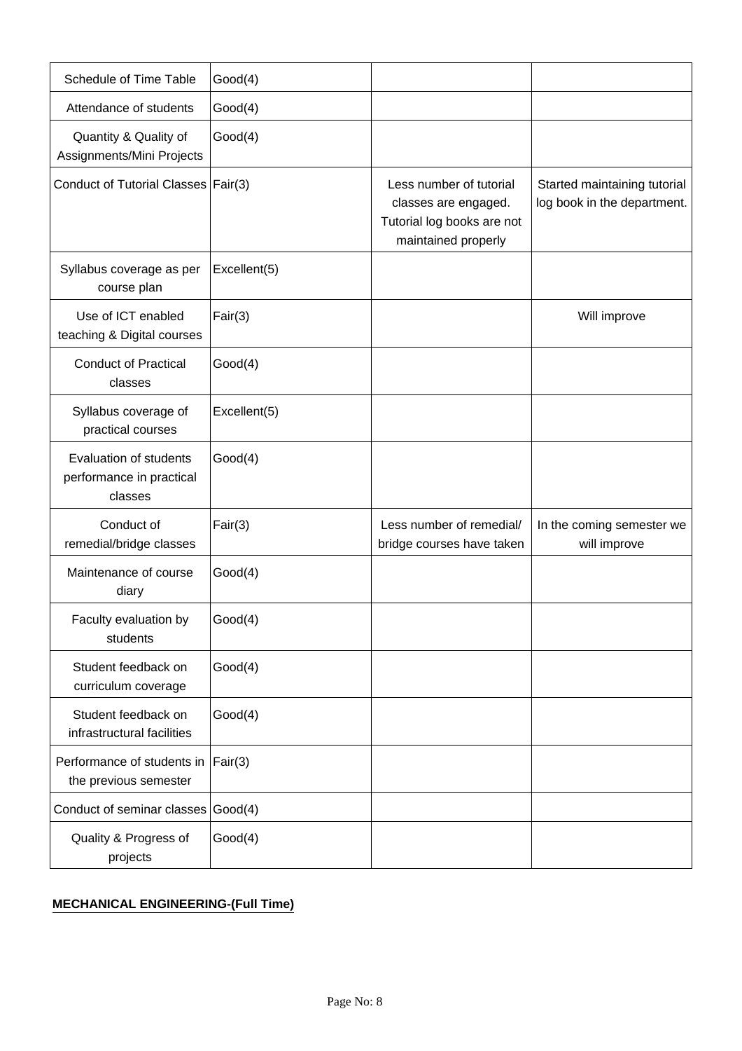| | | | |
|---|---|---|---|
| Schedule of Time Table | Good(4) | | |
| Attendance of students | Good(4) | | |
| Quantity & Quality of Assignments/Mini Projects | Good(4) | | |
| Conduct of Tutorial Classes | Fair(3) | Less number of tutorial classes are engaged. Tutorial log books are not maintained properly | Started maintaining tutorial log book in the department. |
| Syllabus coverage as per course plan | Excellent(5) | | |
| Use of ICT enabled teaching & Digital courses | Fair(3) | | Will improve |
| Conduct of Practical classes | Good(4) | | |
| Syllabus coverage of practical courses | Excellent(5) | | |
| Evaluation of students performance in practical classes | Good(4) | | |
| Conduct of remedial/bridge classes | Fair(3) | Less number of remedial/ bridge courses have taken | In the coming semester we will improve |
| Maintenance of course diary | Good(4) | | |
| Faculty evaluation by students | Good(4) | | |
| Student feedback on curriculum coverage | Good(4) | | |
| Student feedback on infrastructural facilities | Good(4) | | |
| Performance of students in the previous semester | Fair(3) | | |
| Conduct of seminar classes | Good(4) | | |
| Quality & Progress of projects | Good(4) | | |

**MECHANICAL ENGINEERING-(Full Time)**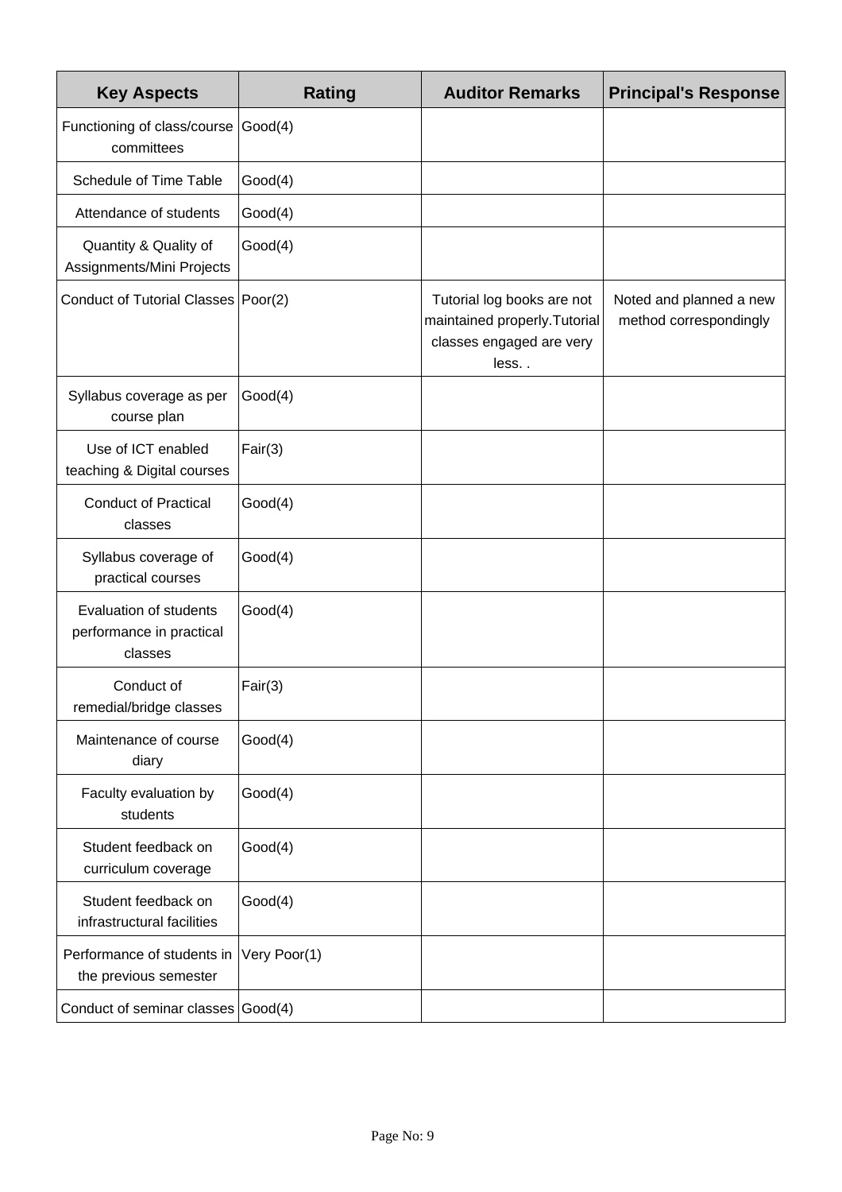| Key Aspects | Rating | Auditor Remarks | Principal's Response |
|---|---|---|---|
| Functioning of class/course committees | Good(4) | | |
| Schedule of Time Table | Good(4) | | |
| Attendance of students | Good(4) | | |
| Quantity & Quality of Assignments/Mini Projects | Good(4) | | |
| Conduct of Tutorial Classes | Poor(2) | Tutorial log books are not maintained properly.Tutorial classes engaged are very less. . | Noted and planned a new method correspondingly |
| Syllabus coverage as per course plan | Good(4) | | |
| Use of ICT enabled teaching & Digital courses | Fair(3) | | |
| Conduct of Practical classes | Good(4) | | |
| Syllabus coverage of practical courses | Good(4) | | |
| Evaluation of students performance in practical classes | Good(4) | | |
| Conduct of remedial/bridge classes | Fair(3) | | |
| Maintenance of course diary | Good(4) | | |
| Faculty evaluation by students | Good(4) | | |
| Student feedback on curriculum coverage | Good(4) | | |
| Student feedback on infrastructural facilities | Good(4) | | |
| Performance of students in the previous semester | Very Poor(1) | | |
| Conduct of seminar classes | Good(4) | | |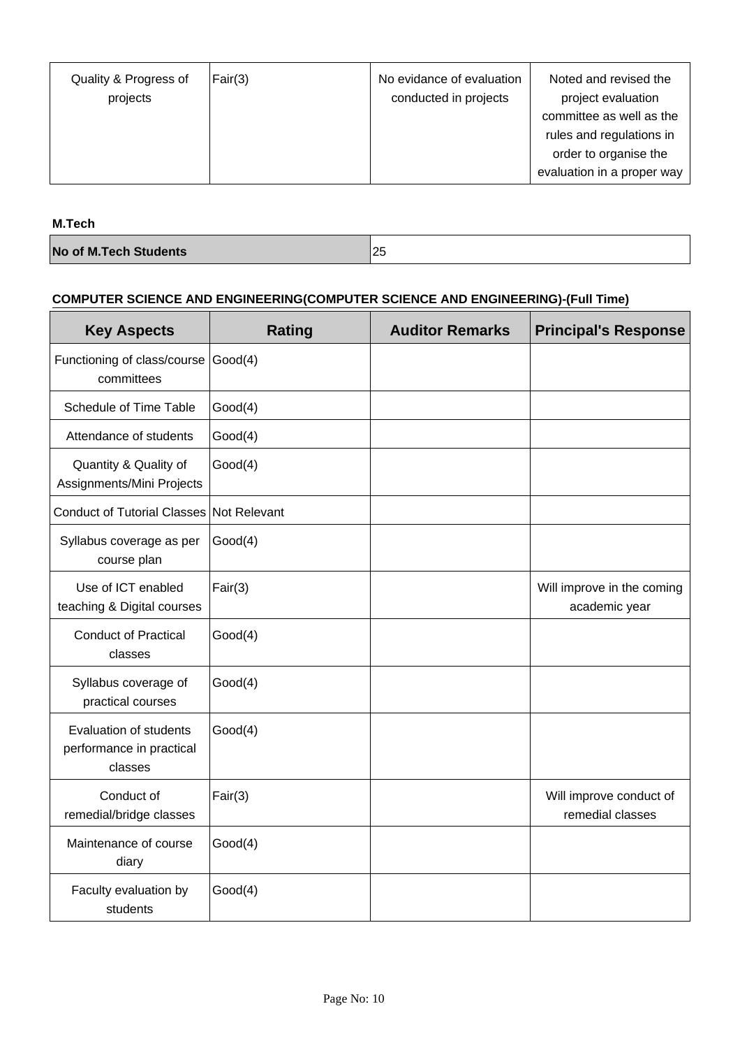| Quality & Progress of projects | Fair(3) | No evidance of evaluation conducted in projects | Noted and revised the project evaluation committee as well as the rules and regulations in order to organise the evaluation in a proper way |
|---|---|---|---|

**M.Tech**

| No of M.Tech Students | 25 |
|---|---|

**COMPUTER SCIENCE AND ENGINEERING(COMPUTER SCIENCE AND ENGINEERING)-(Full Time)**

| Key Aspects | Rating | Auditor Remarks | Principal's Response |
|---|---|---|---|
| Functioning of class/course committees | Good(4) | | |
| Schedule of Time Table | Good(4) | | |
| Attendance of students | Good(4) | | |
| Quantity & Quality of Assignments/Mini Projects | Good(4) | | |
| Conduct of Tutorial Classes | Not Relevant | | |
| Syllabus coverage as per course plan | Good(4) | | |
| Use of ICT enabled teaching & Digital courses | Fair(3) | | Will improve in the coming academic year |
| Conduct of Practical classes | Good(4) | | |
| Syllabus coverage of practical courses | Good(4) | | |
| Evaluation of students performance in practical classes | Good(4) | | |
| Conduct of remedial/bridge classes | Fair(3) | | Will improve conduct of remedial classes |
| Maintenance of course diary | Good(4) | | |
| Faculty evaluation by students | Good(4) | | |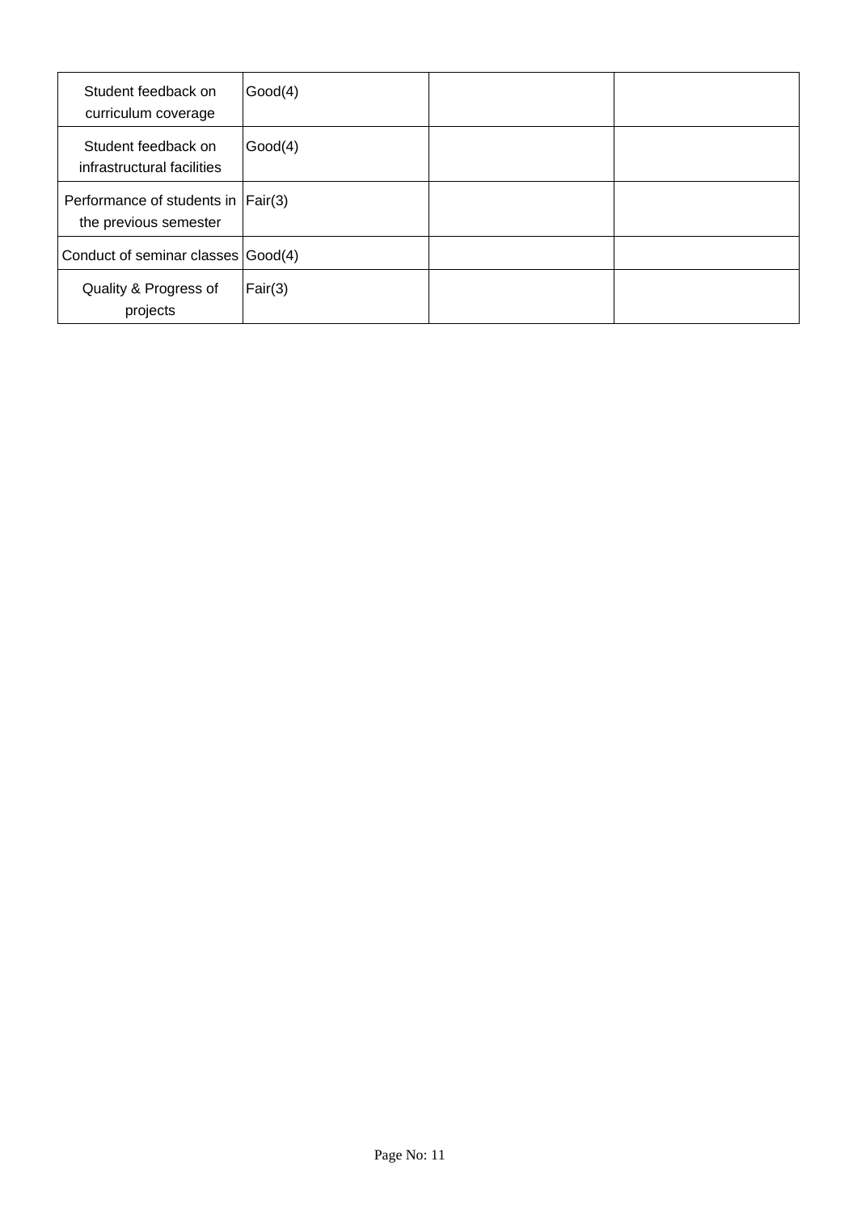| | | | |
|---|---|---|---|
| Student feedback on curriculum coverage | Good(4) | | |
| Student feedback on infrastructural facilities | Good(4) | | |
| Performance of students in the previous semester | Fair(3) | | |
| Conduct of seminar classes | Good(4) | | |
| Quality & Progress of projects | Fair(3) | | |